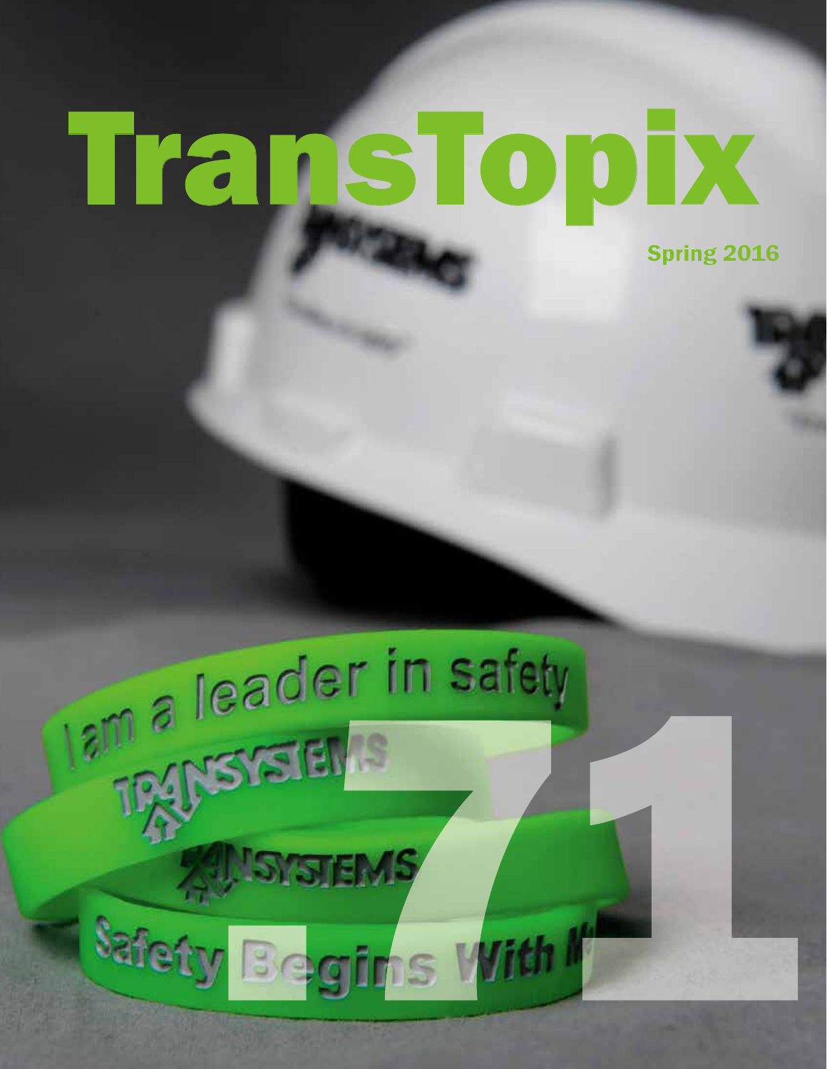# TransTopix

Spring 2016

I.71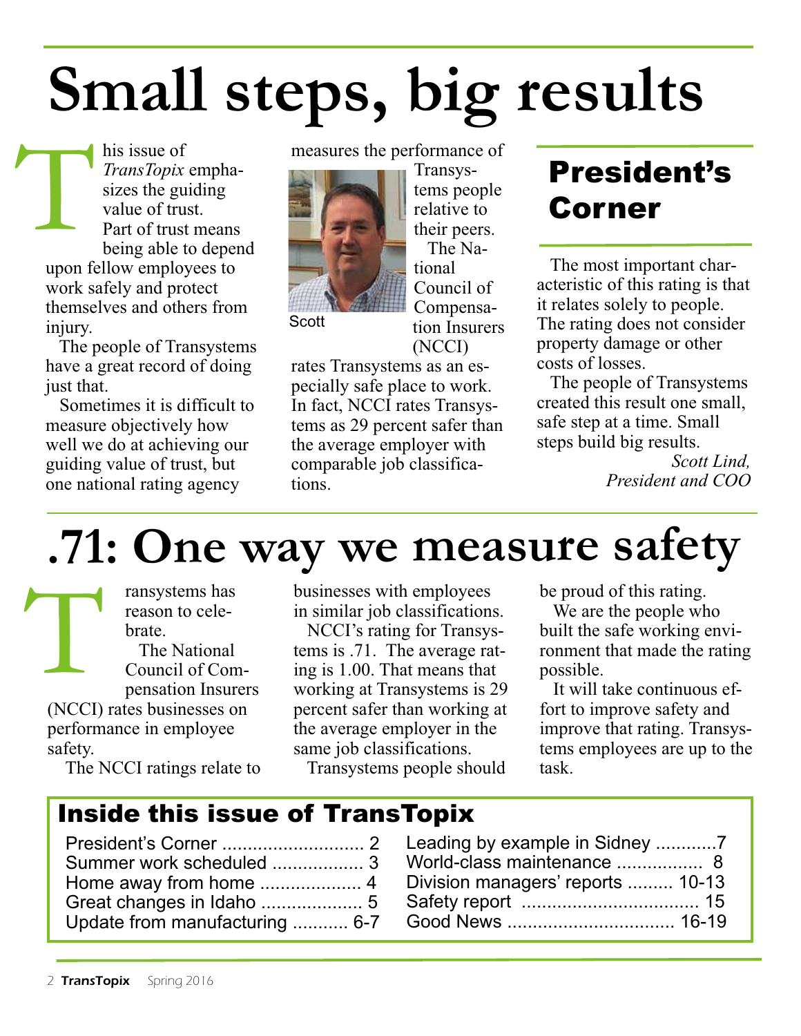# Small steps, big results

This issue of *TransTopix* emphasizes the guiding value of trust. Part of trust means being able to depend upon fellow employees to work safely and protect themselves and others from injury.

The people of Transystems have a great record of doing just that.

Sometimes it is difficult to measure objectively how well we do at achieving our guiding value of trust, but one national rating agency measures the performance of Transystems people relative to their peers.

Scott

The National Council of Compensation Insurers (NCCI) rates Transystems as an especially safe place to work. In fact, NCCI rates Transystems as 29 percent safer than the average employer with comparable job classifications.

## President's Corner

The most important characteristic of this rating is that it relates solely to people. The rating does not consider property damage or other costs of losses.

The people of Transystems created this result one small, safe step at a time. Small steps build big results.

*Scott Lind,*
*President and COO*

# .71: One way we measure safety

Transystems has reason to celebrate.

The National Council of Compensation Insurers (NCCI) rates businesses on performance in employee safety.

The NCCI ratings relate to businesses with employees in similar job classifications.

NCCI's rating for Transystems is .71. The average rating is 1.00. That means that working at Transystems is 29 percent safer than working at the average employer in the same job classifications.

Transystems people should be proud of this rating.

We are the people who built the safe working environment that made the rating possible.

It will take continuous effort to improve safety and improve that rating. Transystems employees are up to the task.

## Inside this issue of TransTopix

- President's Corner ........................... 2
- Summer work scheduled ................. 3
- Home away from home .................... 4
- Great changes in Idaho .................... 5
- Update from manufacturing ........... 6-7
- Leading by example in Sidney ............7
- World-class maintenance ................. 8
- Division managers' reports ......... 10-13
- Safety report .................................. 15
- Good News ................................. 16-19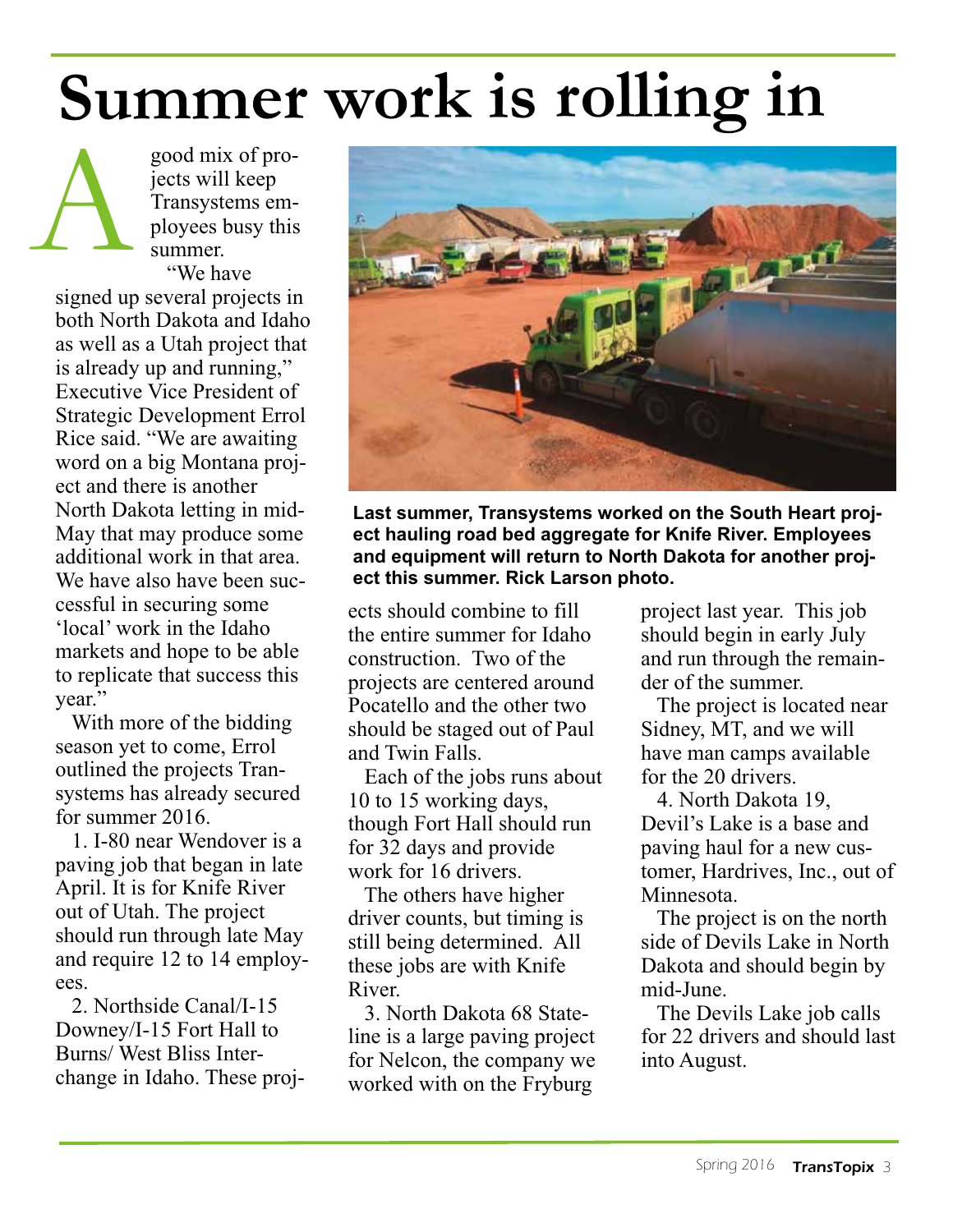# Summer work is rolling in

A good mix of projects will keep Transystems employees busy this summer.

"We have signed up several projects in both North Dakota and Idaho as well as a Utah project that is already up and running," Executive Vice President of Strategic Development Errol Rice said. "We are awaiting word on a big Montana project and there is another North Dakota letting in mid-May that may produce some additional work in that area. We have also have been successful in securing some 'local' work in the Idaho markets and hope to be able to replicate that success this year."

With more of the bidding season yet to come, Errol outlined the projects Transystems has already secured for summer 2016.

1. I-80 near Wendover is a paving job that began in late April. It is for Knife River out of Utah. The project should run through late May and require 12 to 14 employees.

2. Northside Canal/I-15 Downey/I-15 Fort Hall to Burns/ West Bliss Interchange in Idaho. These projects should combine to fill the entire summer for Idaho construction. Two of the projects are centered around Pocatello and the other two should be staged out of Paul and Twin Falls.

Each of the jobs runs about 10 to 15 working days, though Fort Hall should run for 32 days and provide work for 16 drivers.

The others have higher driver counts, but timing is still being determined. All these jobs are with Knife River.

3. North Dakota 68 Stateline is a large paving project for Nelcon, the company we worked with on the Fryburg project last year. This job should begin in early July and run through the remainder of the summer.

The project is located near Sidney, MT, and we will have man camps available for the 20 drivers.

4. North Dakota 19, Devil's Lake is a base and paving haul for a new customer, Hardrives, Inc., out of Minnesota.

The project is on the north side of Devils Lake in North Dakota and should begin by mid-June.

The Devils Lake job calls for 22 drivers and should last into August.

**Last summer, Transystems worked on the South Heart project hauling road bed aggregate for Knife River. Employees and equipment will return to North Dakota for another project this summer. Rick Larson photo.**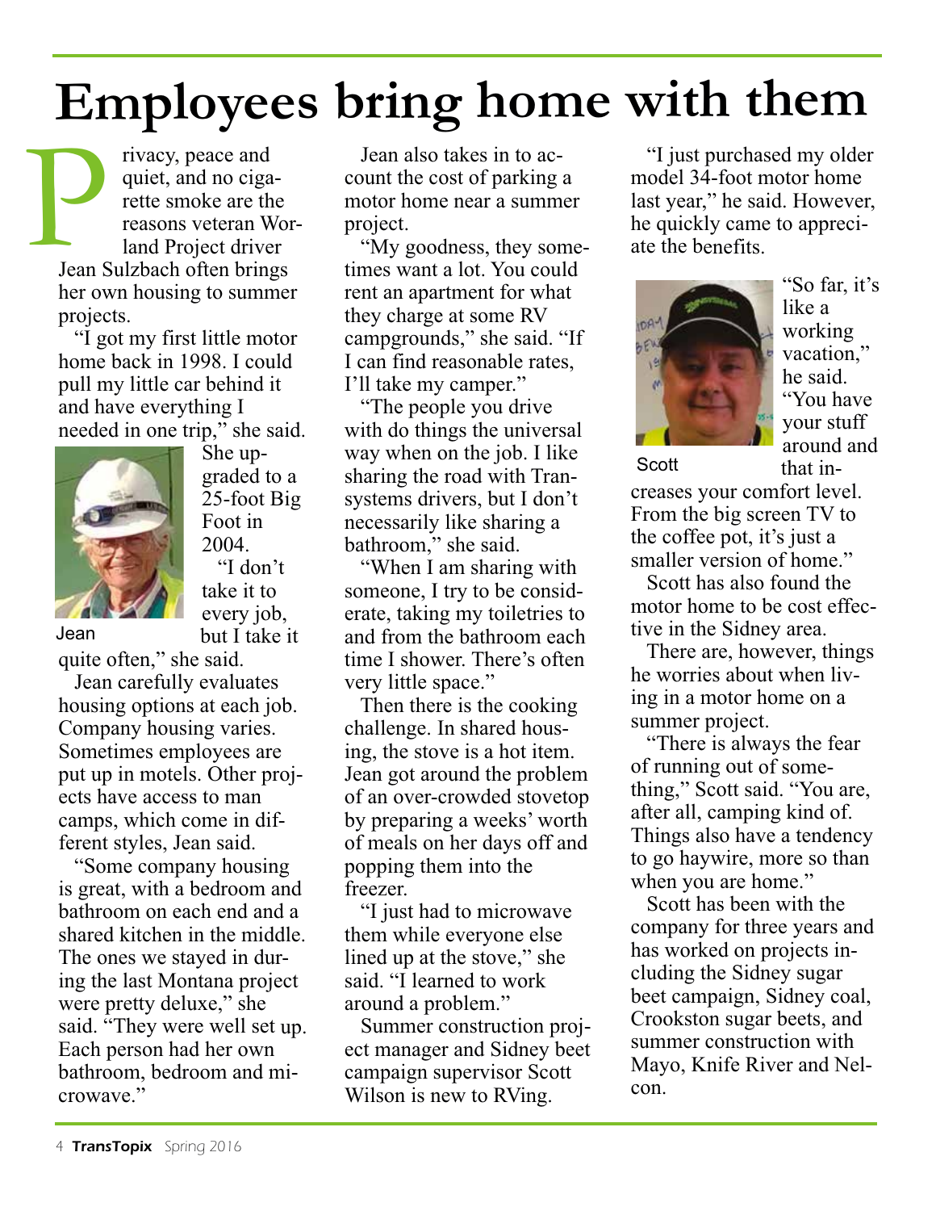# Employees bring home with them

Privacy, peace and quiet, and no cigarette smoke are the reasons veteran Worland Project driver Jean Sulzbach often brings her own housing to summer projects.

"I got my first little motor home back in 1998. I could pull my little car behind it and have everything I needed in one trip," she said.

Jean

She upgraded to a 25-foot Big Foot in 2004.

"I don't take it to every job, but I take it quite often," she said.

Jean carefully evaluates housing options at each job. Company housing varies. Sometimes employees are put up in motels. Other projects have access to man camps, which come in different styles, Jean said.

"Some company housing is great, with a bedroom and bathroom on each end and a shared kitchen in the middle. The ones we stayed in during the last Montana project were pretty deluxe," she said. "They were well set up. Each person had her own bathroom, bedroom and microwave."

Jean also takes in to account the cost of parking a motor home near a summer project.

"My goodness, they sometimes want a lot. You could rent an apartment for what they charge at some RV campgrounds," she said. "If I can find reasonable rates, I'll take my camper."

"The people you drive with do things the universal way when on the job. I like sharing the road with Transystems drivers, but I don't necessarily like sharing a bathroom," she said.

"When I am sharing with someone, I try to be considerate, taking my toiletries to and from the bathroom each time I shower. There's often very little space."

Then there is the cooking challenge. In shared housing, the stove is a hot item. Jean got around the problem of an over-crowded stovetop by preparing a weeks' worth of meals on her days off and popping them into the freezer.

"I just had to microwave them while everyone else lined up at the stove," she said. "I learned to work around a problem."

Summer construction project manager and Sidney beet campaign supervisor Scott Wilson is new to RVing.

"I just purchased my older model 34-foot motor home last year," he said. However, he quickly came to appreciate the benefits.

Scott

"So far, it's like a working vacation," he said. "You have your stuff around and that increases your comfort level. From the big screen TV to the coffee pot, it's just a smaller version of home."

Scott has also found the motor home to be cost effective in the Sidney area.

There are, however, things he worries about when living in a motor home on a summer project.

"There is always the fear of running out of something," Scott said. "You are, after all, camping kind of. Things also have a tendency to go haywire, more so than when you are home."

Scott has been with the company for three years and has worked on projects including the Sidney sugar beet campaign, Sidney coal, Crookston sugar beets, and summer construction with Mayo, Knife River and Nelcon.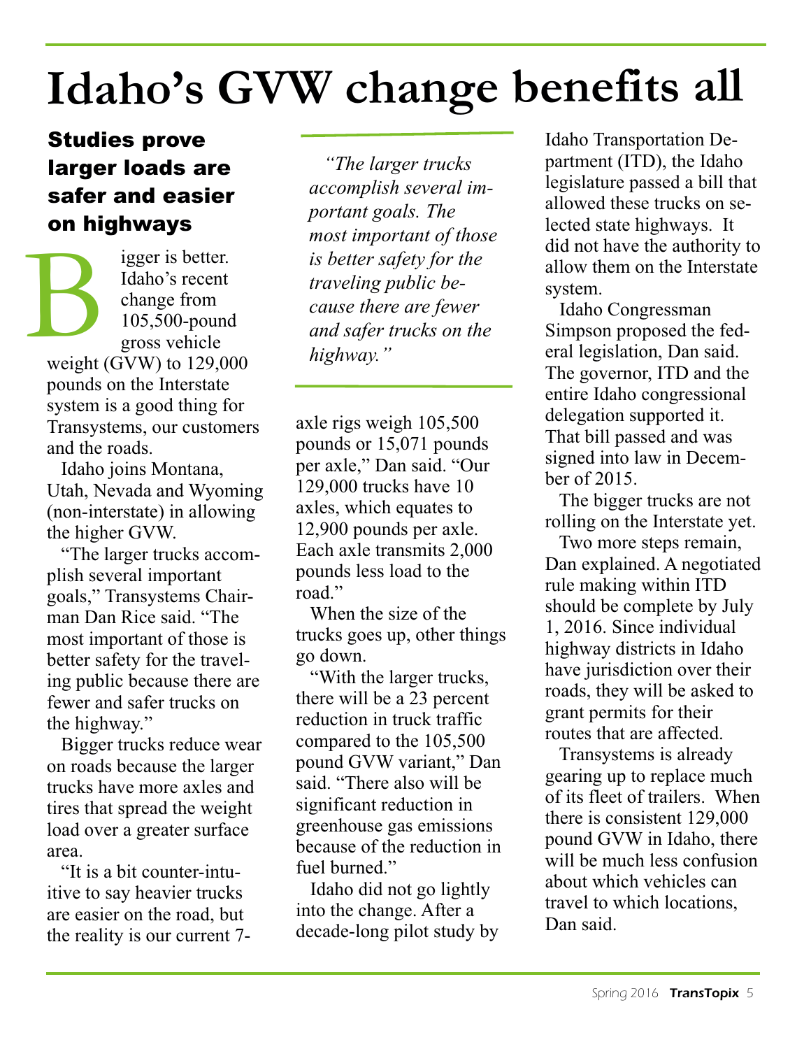# Idaho's GVW change benefits all

## Studies prove larger loads are safer and easier on highways

Bigger is better. Idaho's recent change from 105,500-pound gross vehicle weight (GVW) to 129,000 pounds on the Interstate system is a good thing for Transystems, our customers and the roads.

Idaho joins Montana, Utah, Nevada and Wyoming (non-interstate) in allowing the higher GVW.

"The larger trucks accomplish several important goals," Transystems Chairman Dan Rice said. "The most important of those is better safety for the traveling public because there are fewer and safer trucks on the highway."

Bigger trucks reduce wear on roads because the larger trucks have more axles and tires that spread the weight load over a greater surface area.

"It is a bit counter-intuitive to say heavier trucks are easier on the road, but the reality is our current 7-axle rigs weigh 105,500 pounds or 15,071 pounds per axle," Dan said. "Our 129,000 trucks have 10 axles, which equates to 12,900 pounds per axle. Each axle transmits 2,000 pounds less load to the road."

> *"The larger trucks accomplish several important goals. The most important of those is better safety for the traveling public because there are fewer and safer trucks on the highway."*

When the size of the trucks goes up, other things go down.

"With the larger trucks, there will be a 23 percent reduction in truck traffic compared to the 105,500 pound GVW variant," Dan said. "There also will be significant reduction in greenhouse gas emissions because of the reduction in fuel burned."

Idaho did not go lightly into the change. After a decade-long pilot study by Idaho Transportation Department (ITD), the Idaho legislature passed a bill that allowed these trucks on selected state highways. It did not have the authority to allow them on the Interstate system.

Idaho Congressman Simpson proposed the federal legislation, Dan said. The governor, ITD and the entire Idaho congressional delegation supported it. That bill passed and was signed into law in December of 2015.

The bigger trucks are not rolling on the Interstate yet.

Two more steps remain, Dan explained. A negotiated rule making within ITD should be complete by July 1, 2016. Since individual highway districts in Idaho have jurisdiction over their roads, they will be asked to grant permits for their routes that are affected.

Transystems is already gearing up to replace much of its fleet of trailers. When there is consistent 129,000 pound GVW in Idaho, there will be much less confusion about which vehicles can travel to which locations, Dan said.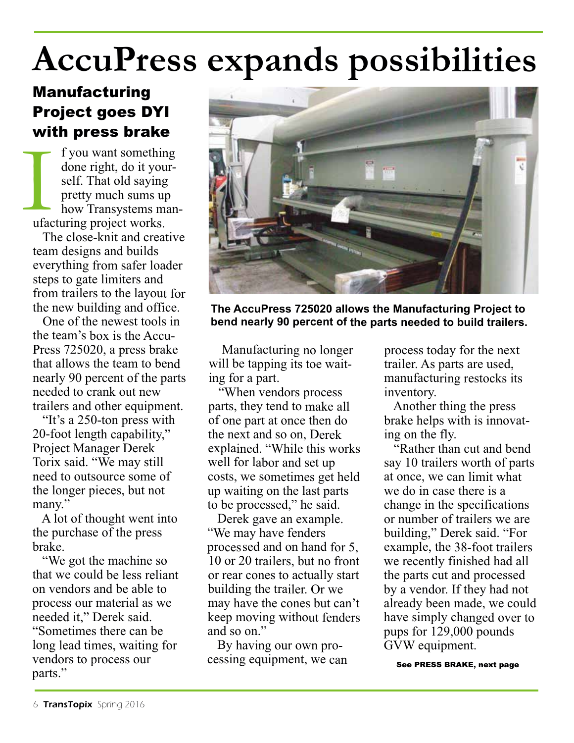# AccuPress expands possibilities

## Manufacturing Project goes DYI with press brake

If you want something done right, do it yourself. That old saying pretty much sums up how Transystems manufacturing project works.

The close-knit and creative team designs and builds everything from safer loader steps to gate limiters and from trailers to the layout for the new building and office.

One of the newest tools in the team's box is the AccuPress 725020, a press brake that allows the team to bend nearly 90 percent of the parts needed to crank out new trailers and other equipment.

"It's a 250-ton press with 20-foot length capability," Project Manager Derek Torix said. "We may still need to outsource some of the longer pieces, but not many."

A lot of thought went into the purchase of the press brake.

"We got the machine so that we could be less reliant on vendors and be able to process our material as we needed it," Derek said. "Sometimes there can be long lead times, waiting for vendors to process our parts."

**The AccuPress 725020 allows the Manufacturing Project to bend nearly 90 percent of the parts needed to build trailers.**

Manufacturing no longer will be tapping its toe waiting for a part.

"When vendors process parts, they tend to make all of one part at once then do the next and so on, Derek explained. "While this works well for labor and set up costs, we sometimes get held up waiting on the last parts to be processed," he said.

Derek gave an example. "We may have fenders processed and on hand for 5, 10 or 20 trailers, but no front or rear cones to actually start building the trailer. Or we may have the cones but can't keep moving without fenders and so on."

By having our own processing equipment, we can process today for the next trailer. As parts are used, manufacturing restocks its inventory.

Another thing the press brake helps with is innovating on the fly.

"Rather than cut and bend say 10 trailers worth of parts at once, we can limit what we do in case there is a change in the specifications or number of trailers we are building," Derek said. "For example, the 38-foot trailers we recently finished had all the parts cut and processed by a vendor. If they had not already been made, we could have simply changed over to pups for 129,000 pounds GVW equipment.

**See PRESS BRAKE, next page**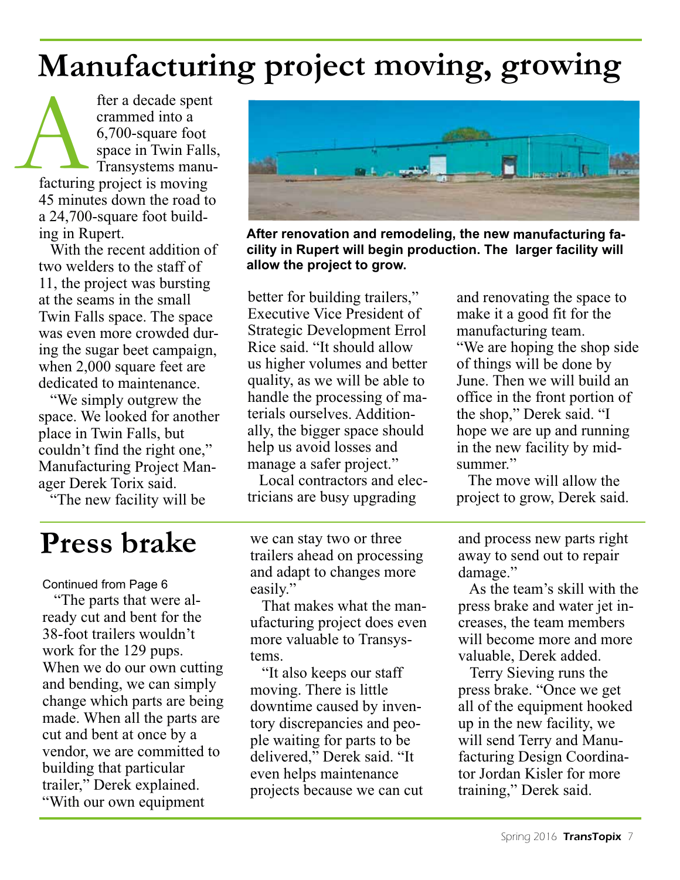# Manufacturing project moving, growing

After a decade spent crammed into a 6,700-square foot space in Twin Falls, Transystems manufacturing project is moving 45 minutes down the road to a 24,700-square foot building in Rupert.

With the recent addition of two welders to the staff of 11, the project was bursting at the seams in the small Twin Falls space. The space was even more crowded during the sugar beet campaign, when 2,000 square feet are dedicated to maintenance.

"We simply outgrew the space. We looked for another place in Twin Falls, but couldn't find the right one," Manufacturing Project Manager Derek Torix said.

"The new facility will be better for building trailers," Executive Vice President of Strategic Development Errol Rice said. "It should allow us higher volumes and better quality, as we will be able to handle the processing of materials ourselves. Additionally, the bigger space should help us avoid losses and manage a safer project."

**After renovation and remodeling, the new manufacturing facility in Rupert will begin production. The larger facility will allow the project to grow.**

Local contractors and electricians are busy upgrading and renovating the space to make it a good fit for the manufacturing team.

"We are hoping the shop side of things will be done by June. Then we will build an office in the front portion of the shop," Derek said. "I hope we are up and running in the new facility by mid-summer."

The move will allow the project to grow, Derek said.

# Press brake

Continued from Page 6

"The parts that were already cut and bent for the 38-foot trailers wouldn't work for the 129 pups. When we do our own cutting and bending, we can simply change which parts are being made. When all the parts are cut and bent at once by a vendor, we are committed to building that particular trailer," Derek explained. "With our own equipment we can stay two or three trailers ahead on processing and adapt to changes more easily."

That makes what the manufacturing project does even more valuable to Transystems.

"It also keeps our staff moving. There is little downtime caused by inventory discrepancies and people waiting for parts to be delivered," Derek said. "It even helps maintenance projects because we can cut and process new parts right away to send out to repair damage."

As the team's skill with the press brake and water jet increases, the team members will become more and more valuable, Derek added.

Terry Sieving runs the press brake. "Once we get all of the equipment hooked up in the new facility, we will send Terry and Manufacturing Design Coordinator Jordan Kisler for more training," Derek said.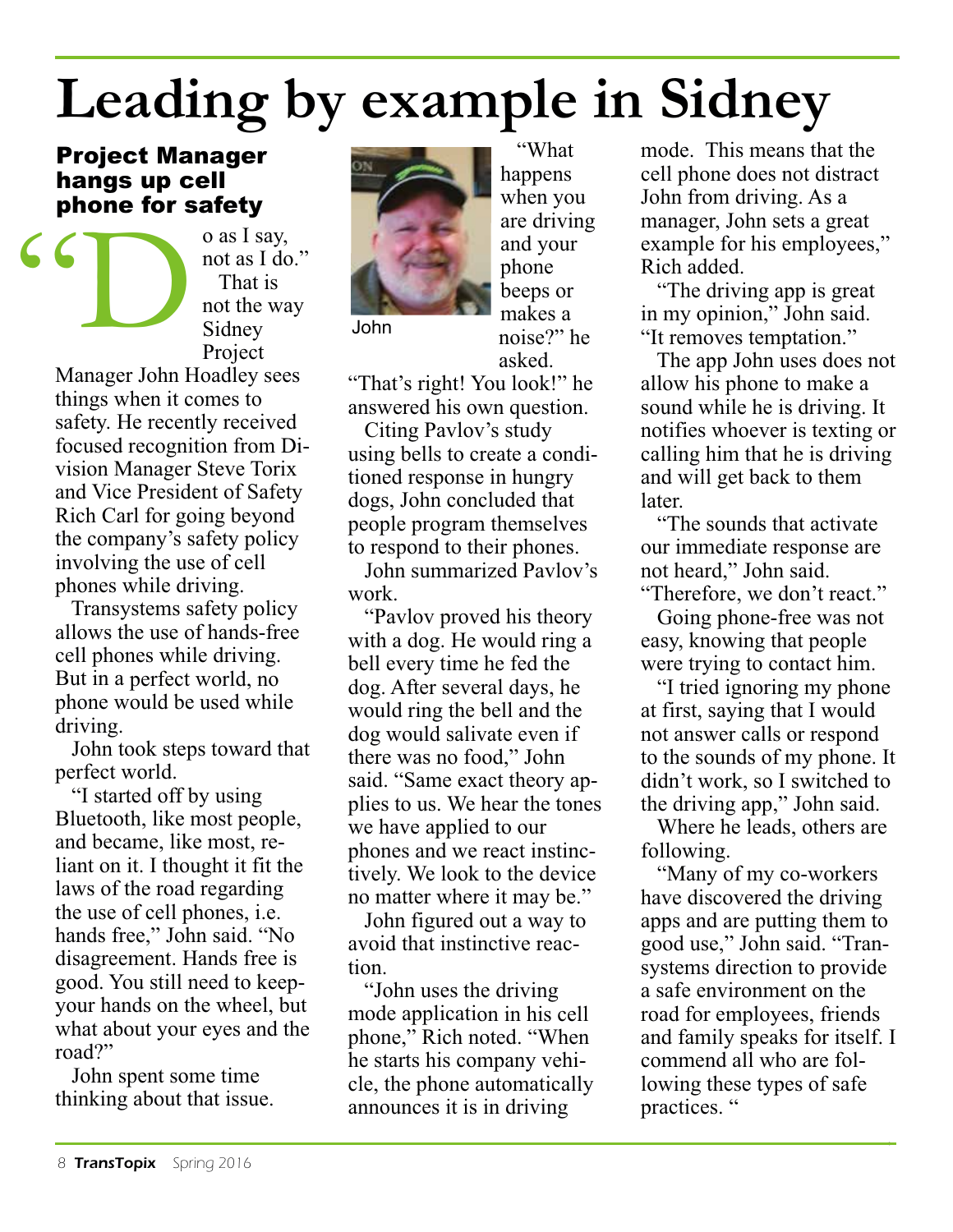# Leading by example in Sidney

## Project Manager hangs up cell phone for safety

"Do as I say, not as I do." That is not the way Sidney Project Manager John Hoadley sees things when it comes to safety. He recently received focused recognition from Division Manager Steve Torix and Vice President of Safety Rich Carl for going beyond the company's safety policy involving the use of cell phones while driving.

Transystems safety policy allows the use of hands-free cell phones while driving. But in a perfect world, no phone would be used while driving.

John took steps toward that perfect world.

"I started off by using Bluetooth, like most people, and became, like most, reliant on it. I thought it fit the laws of the road regarding the use of cell phones, i.e. hands free," John said. "No disagreement. Hands free is good. You still need to keep your hands on the wheel, but what about your eyes and the road?"

John spent some time thinking about that issue.

John

"What happens when you are driving and your phone beeps or makes a noise?" he asked.

"That's right! You look!" he answered his own question.

Citing Pavlov's study using bells to create a conditioned response in hungry dogs, John concluded that people program themselves to respond to their phones.

John summarized Pavlov's work.

"Pavlov proved his theory with a dog. He would ring a bell every time he fed the dog. After several days, he would ring the bell and the dog would salivate even if there was no food," John said. "Same exact theory applies to us. We hear the tones we have applied to our phones and we react instinctively. We look to the device no matter where it may be."

John figured out a way to avoid that instinctive reaction.

"John uses the driving mode application in his cell phone," Rich noted. "When he starts his company vehicle, the phone automatically announces it is in driving mode. This means that the cell phone does not distract John from driving. As a manager, John sets a great example for his employees," Rich added.

"The driving app is great in my opinion," John said. "It removes temptation."

The app John uses does not allow his phone to make a sound while he is driving. It notifies whoever is texting or calling him that he is driving and will get back to them later.

"The sounds that activate our immediate response are not heard," John said. "Therefore, we don't react."

Going phone-free was not easy, knowing that people were trying to contact him.

"I tried ignoring my phone at first, saying that I would not answer calls or respond to the sounds of my phone. It didn't work, so I switched to the driving app," John said.

Where he leads, others are following.

"Many of my co-workers have discovered the driving apps and are putting them to good use," John said. "Transystems direction to provide a safe environment on the road for employees, friends and family speaks for itself. I commend all who are following these types of safe practices."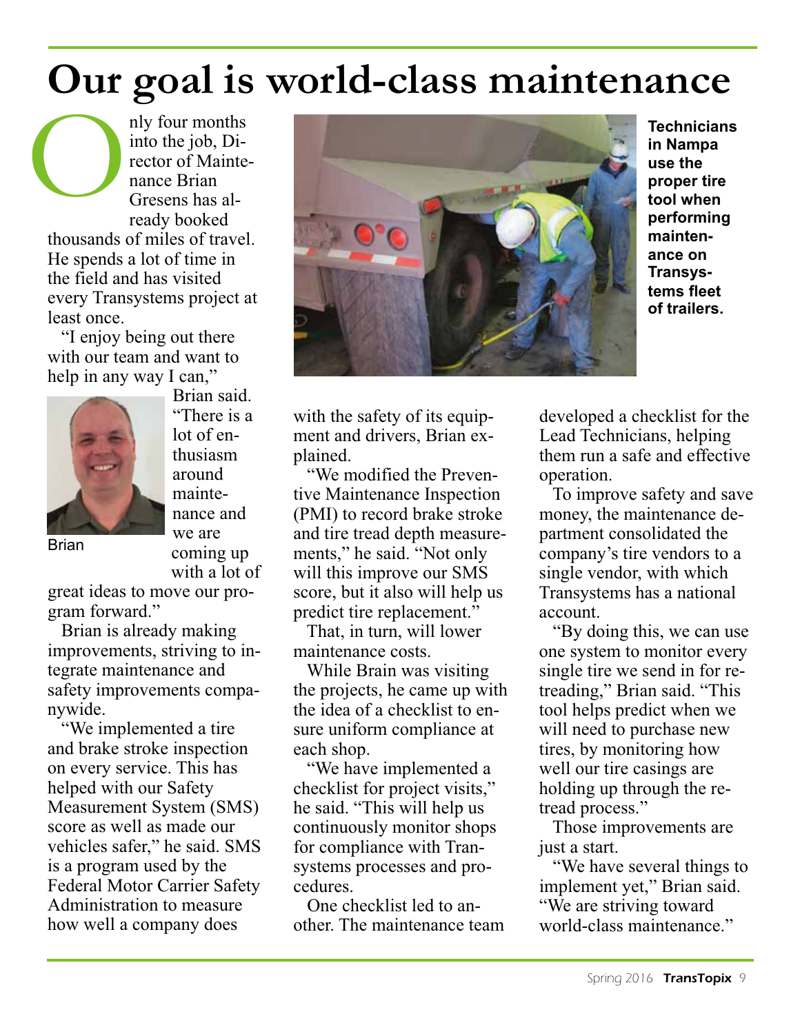# Our goal is world-class maintenance

Only four months into the job, Director of Maintenance Brian Gresens has already booked thousands of miles of travel. He spends a lot of time in the field and has visited every Transystems project at least once.

"I enjoy being out there with our team and want to help in any way I can," Brian said. "There is a lot of enthusiasm around maintenance and we are coming up with a lot of great ideas to move our program forward."

Brian

Brian is already making improvements, striving to integrate maintenance and safety improvements companywide.

"We implemented a tire and brake stroke inspection on every service. This has helped with our Safety Measurement System (SMS) score as well as made our vehicles safer," he said. SMS is a program used by the Federal Motor Carrier Safety Administration to measure how well a company does with the safety of its equipment and drivers, Brian explained.

**Technicians in Nampa use the proper tire tool when performing maintenance on Transystems fleet of trailers.**

"We modified the Preventive Maintenance Inspection (PMI) to record brake stroke and tire tread depth measurements," he said. "Not only will this improve our SMS score, but it also will help us predict tire replacement."

That, in turn, will lower maintenance costs.

While Brain was visiting the projects, he came up with the idea of a checklist to ensure uniform compliance at each shop.

"We have implemented a checklist for project visits," he said. "This will help us continuously monitor shops for compliance with Transystems processes and procedures.

One checklist led to another. The maintenance team developed a checklist for the Lead Technicians, helping them run a safe and effective operation.

To improve safety and save money, the maintenance department consolidated the company's tire vendors to a single vendor, with which Transystems has a national account.

"By doing this, we can use one system to monitor every single tire we send in for retreading," Brian said. "This tool helps predict when we will need to purchase new tires, by monitoring how well our tire casings are holding up through the retread process."

Those improvements are just a start.

"We have several things to implement yet," Brian said. "We are striving toward world-class maintenance."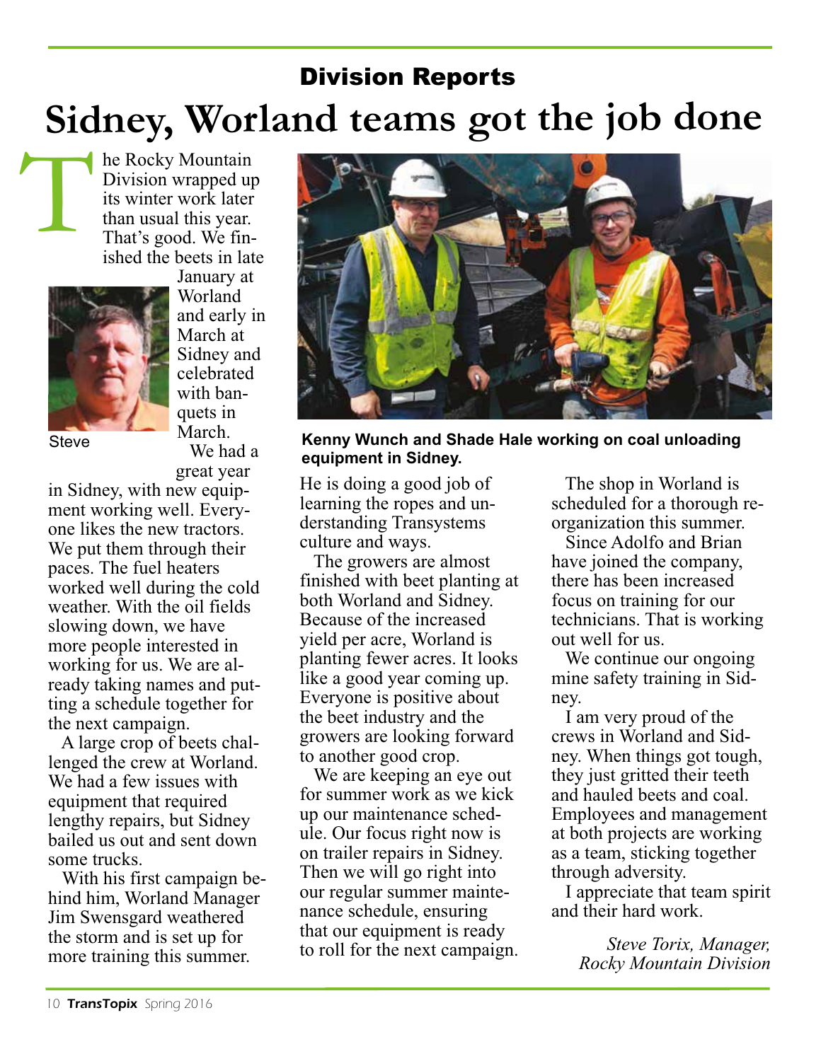## Division Reports

# Sidney, Worland teams got the job done

The Rocky Mountain Division wrapped up its winter work later than usual this year. That's good. We finished the beets in late January at Worland and early in March at Sidney and celebrated with banquets in March.

Steve

We had a great year in Sidney, with new equipment working well. Everyone likes the new tractors. We put them through their paces. The fuel heaters worked well during the cold weather. With the oil fields slowing down, we have more people interested in working for us. We are already taking names and putting a schedule together for the next campaign.

A large crop of beets challenged the crew at Worland. We had a few issues with equipment that required lengthy repairs, but Sidney bailed us out and sent down some trucks.

With his first campaign behind him, Worland Manager Jim Swensgard weathered the storm and is set up for more training this summer.

**Kenny Wunch and Shade Hale working on coal unloading equipment in Sidney.**

He is doing a good job of learning the ropes and understanding Transystems culture and ways.

The growers are almost finished with beet planting at both Worland and Sidney. Because of the increased yield per acre, Worland is planting fewer acres. It looks like a good year coming up. Everyone is positive about the beet industry and the growers are looking forward to another good crop.

We are keeping an eye out for summer work as we kick up our maintenance schedule. Our focus right now is on trailer repairs in Sidney. Then we will go right into our regular summer maintenance schedule, ensuring that our equipment is ready to roll for the next campaign.

The shop in Worland is scheduled for a thorough reorganization this summer.

Since Adolfo and Brian have joined the company, there has been increased focus on training for our technicians. That is working out well for us.

We continue our ongoing mine safety training in Sidney.

I am very proud of the crews in Worland and Sidney. When things got tough, they just gritted their teeth and hauled beets and coal. Employees and management at both projects are working as a team, sticking together through adversity.

I appreciate that team spirit and their hard work.

*Steve Torix, Manager,*
*Rocky Mountain Division*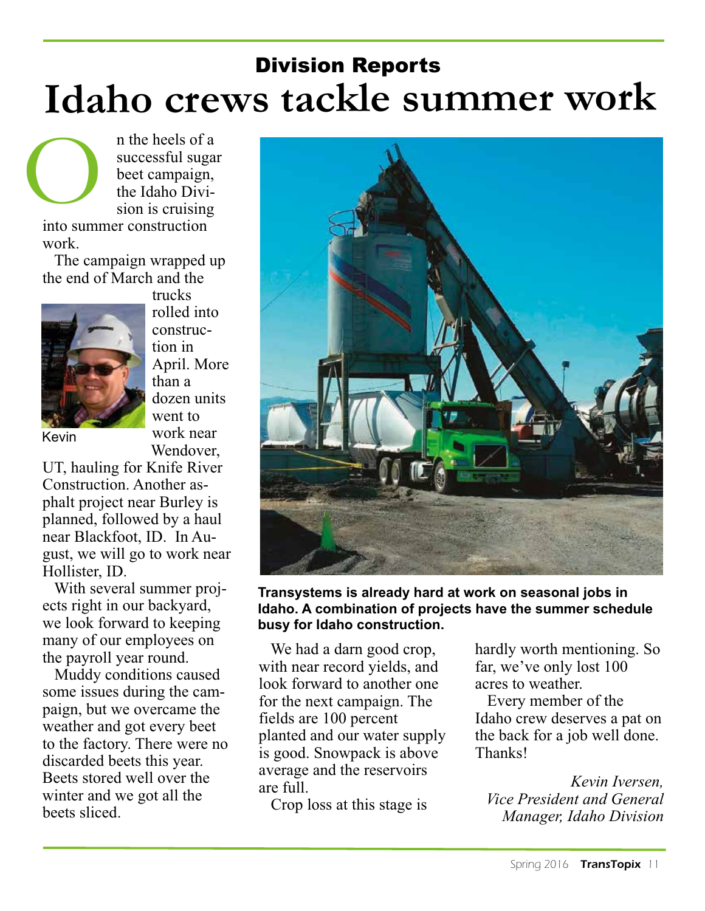Division Reports

# Idaho crews tackle summer work

On the heels of a successful sugar beet campaign, the Idaho Division is cruising into summer construction work.

The campaign wrapped up the end of March and the trucks rolled into construction in April. More than a dozen units went to work near Wendover, UT, hauling for Knife River Construction. Another asphalt project near Burley is planned, followed by a haul near Blackfoot, ID. In August, we will go to work near Hollister, ID.

Kevin

With several summer projects right in our backyard, we look forward to keeping many of our employees on the payroll year round.

Muddy conditions caused some issues during the campaign, but we overcame the weather and got every beet to the factory. There were no discarded beets this year. Beets stored well over the winter and we got all the beets sliced.

**Transystems is already hard at work on seasonal jobs in Idaho. A combination of projects have the summer schedule busy for Idaho construction.**

We had a darn good crop, with near record yields, and look forward to another one for the next campaign. The fields are 100 percent planted and our water supply is good. Snowpack is above average and the reservoirs are full.

Crop loss at this stage is hardly worth mentioning. So far, we've only lost 100 acres to weather.

Every member of the Idaho crew deserves a pat on the back for a job well done. Thanks!

*Kevin Iversen,*
*Vice President and General Manager, Idaho Division*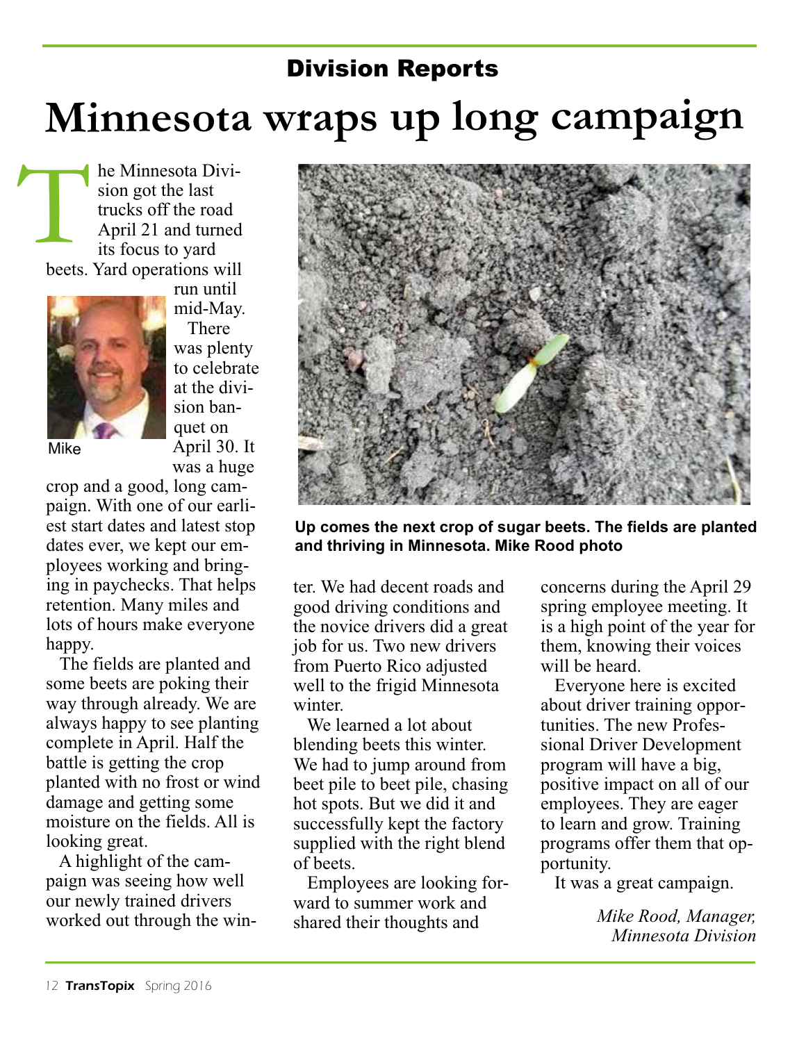## Division Reports

# Minnesota wraps up long campaign

The Minnesota Division got the last trucks off the road April 21 and turned its focus to yard beets. Yard operations will run until mid-May.

Mike

There was plenty to celebrate at the division banquet on April 30. It was a huge crop and a good, long campaign. With one of our earliest start dates and latest stop dates ever, we kept our employees working and bringing in paychecks. That helps retention. Many miles and lots of hours make everyone happy.

The fields are planted and some beets are poking their way through already. We are always happy to see planting complete in April. Half the battle is getting the crop planted with no frost or wind damage and getting some moisture on the fields. All is looking great.

A highlight of the campaign was seeing how well our newly trained drivers worked out through the winter. We had decent roads and good driving conditions and the novice drivers did a great job for us. Two new drivers from Puerto Rico adjusted well to the frigid Minnesota winter.

**Up comes the next crop of sugar beets. The fields are planted and thriving in Minnesota. Mike Rood photo**

We learned a lot about blending beets this winter. We had to jump around from beet pile to beet pile, chasing hot spots. But we did it and successfully kept the factory supplied with the right blend of beets.

Employees are looking forward to summer work and shared their thoughts and concerns during the April 29 spring employee meeting. It is a high point of the year for them, knowing their voices will be heard.

Everyone here is excited about driver training opportunities. The new Professional Driver Development program will have a big, positive impact on all of our employees. They are eager to learn and grow. Training programs offer them that opportunity.

It was a great campaign.

*Mike Rood, Manager, Minnesota Division*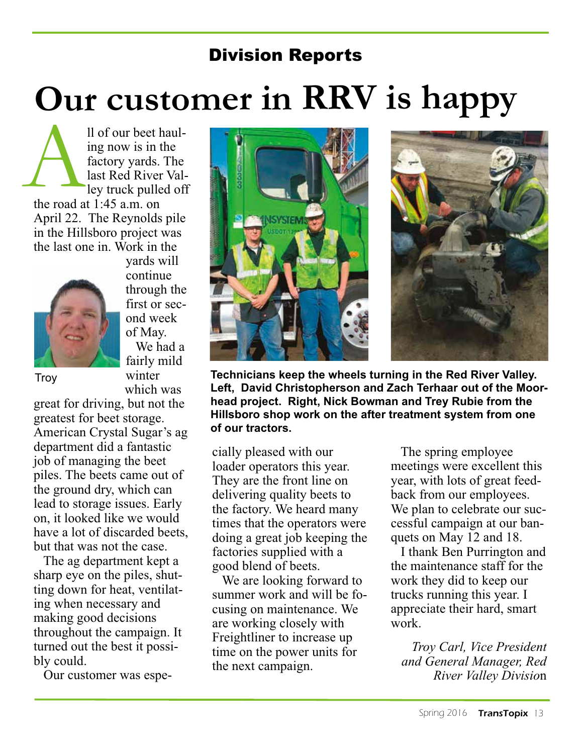## Division Reports

# Our customer in RRV is happy

All of our beet hauling now is in the factory yards. The last Red River Valley truck pulled off the road at 1:45 a.m. on April 22. The Reynolds pile in the Hillsboro project was the last one in. Work in the yards will continue through the first or second week of May.

Troy

We had a fairly mild winter which was great for driving, but not the greatest for beet storage. American Crystal Sugar's ag department did a fantastic job of managing the beet piles. The beets came out of the ground dry, which can lead to storage issues. Early on, it looked like we would have a lot of discarded beets, but that was not the case.

The ag department kept a sharp eye on the piles, shutting down for heat, ventilating when necessary and making good decisions throughout the campaign. It turned out the best it possibly could.

Our customer was especially pleased with our loader operators this year. They are the front line on delivering quality beets to the factory. We heard many times that the operators were doing a great job keeping the factories supplied with a good blend of beets.

We are looking forward to summer work and will be focusing on maintenance. We are working closely with Freightliner to increase up time on the power units for the next campaign.

The spring employee meetings were excellent this year, with lots of great feedback from our employees. We plan to celebrate our successful campaign at our banquets on May 12 and 18.

I thank Ben Purrington and the maintenance staff for the work they did to keep our trucks running this year. I appreciate their hard, smart work.

*Troy Carl, Vice President and General Manager, Red River Valley Division*

**Technicians keep the wheels turning in the Red River Valley. Left, David Christopherson and Zach Terhaar out of the Moorhead project. Right, Nick Bowman and Trey Rubie from the Hillsboro shop work on the after treatment system from one of our tractors.**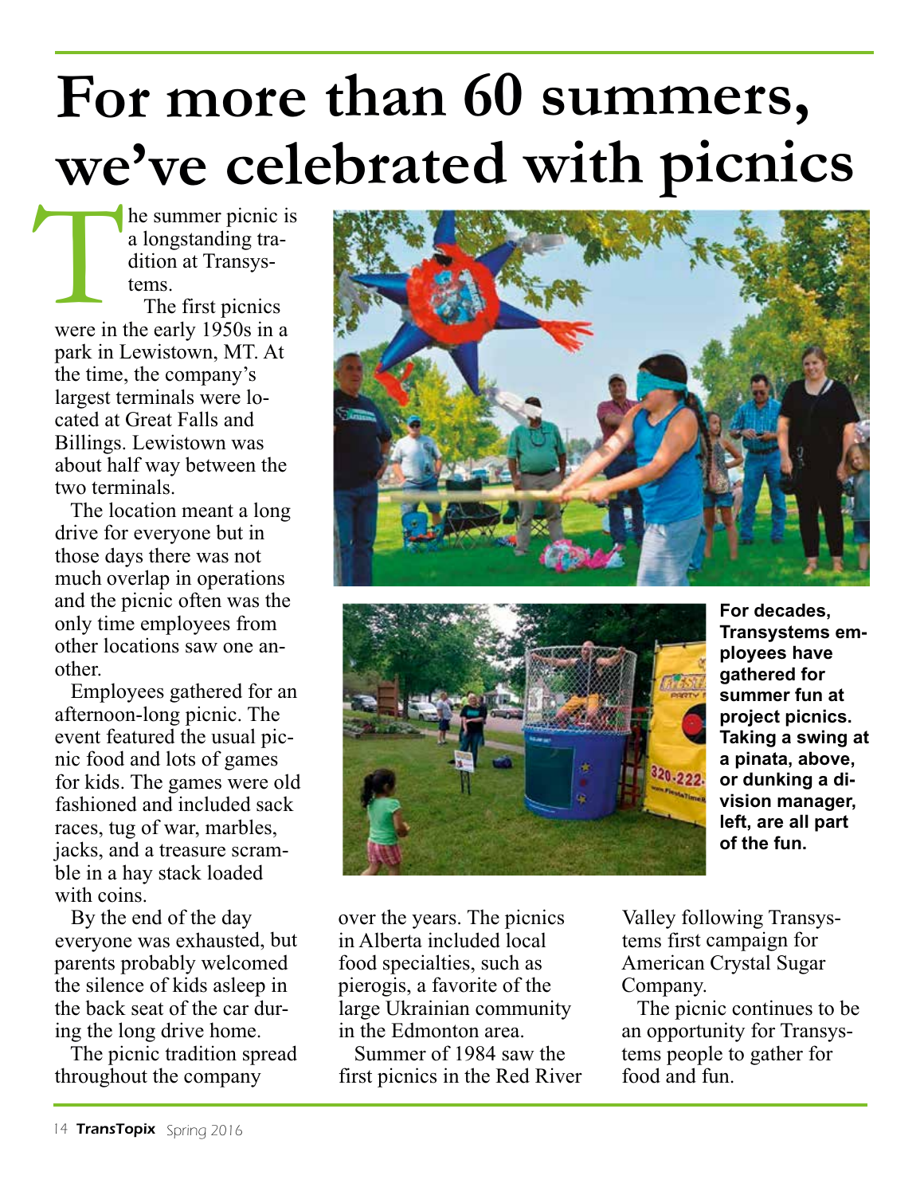# For more than 60 summers, we've celebrated with picnics

The summer picnic is a longstanding tradition at Transystems.

The first picnics were in the early 1950s in a park in Lewistown, MT. At the time, the company's largest terminals were located at Great Falls and Billings. Lewistown was about half way between the two terminals.

The location meant a long drive for everyone but in those days there was not much overlap in operations and the picnic often was the only time employees from other locations saw one another.

Employees gathered for an afternoon-long picnic. The event featured the usual picnic food and lots of games for kids. The games were old fashioned and included sack races, tug of war, marbles, jacks, and a treasure scramble in a hay stack loaded with coins.

By the end of the day everyone was exhausted, but parents probably welcomed the silence of kids asleep in the back seat of the car during the long drive home.

The picnic tradition spread throughout the company over the years. The picnics in Alberta included local food specialties, such as pierogis, a favorite of the large Ukrainian community in the Edmonton area.

Summer of 1984 saw the first picnics in the Red River Valley following Transystems first campaign for American Crystal Sugar Company.

The picnic continues to be an opportunity for Transystems people to gather for food and fun.

**For decades, Transystems employees have gathered for summer fun at project picnics. Taking a swing at a pinata, above, or dunking a division manager, left, are all part of the fun.**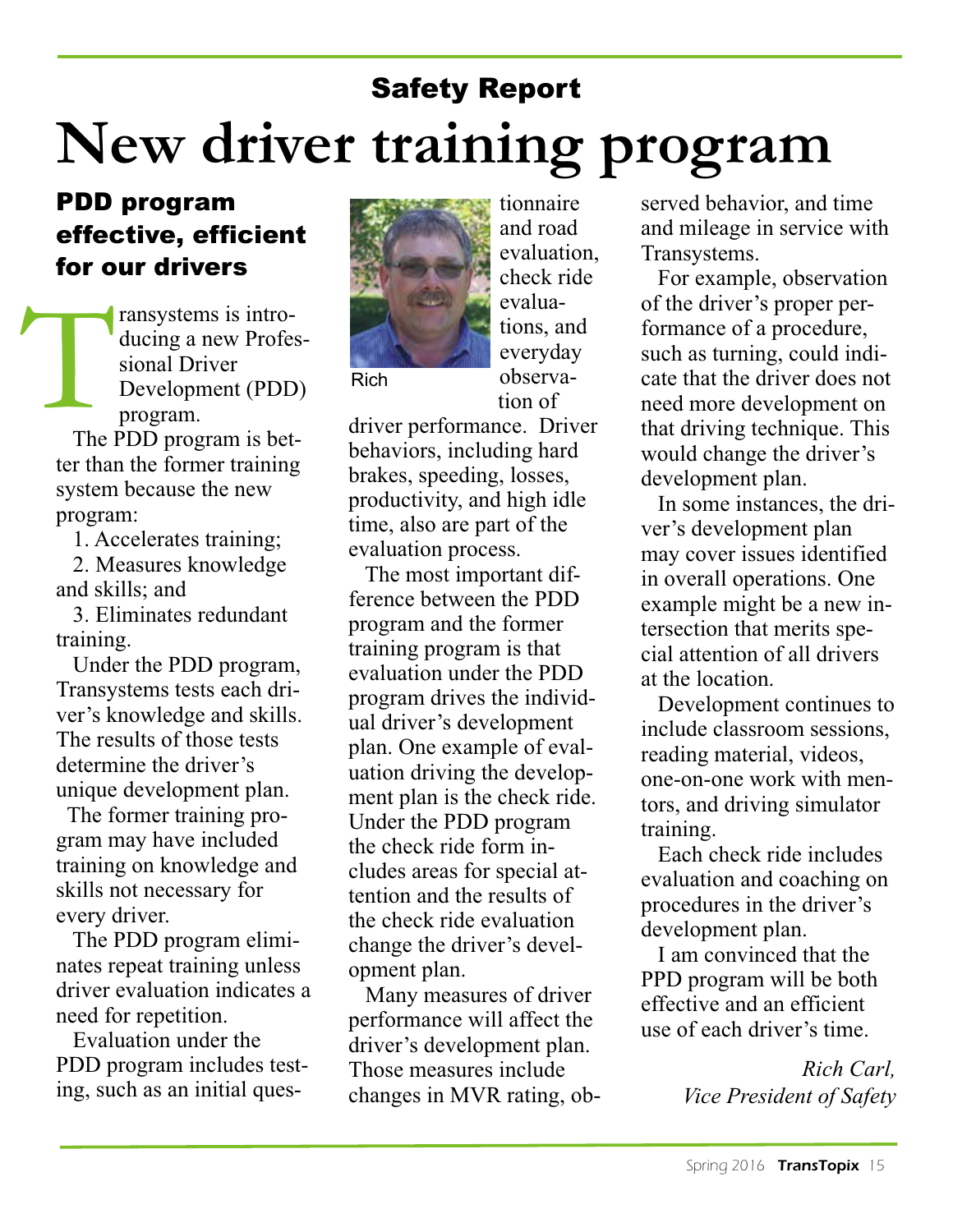Safety Report

# New driver training program

## PDD program effective, efficient for our drivers

Transystems is introducing a new Professional Driver Development (PDD) program.

The PDD program is better than the former training system because the new program:

1. Accelerates training;
2. Measures knowledge and skills; and
3. Eliminates redundant training.

Under the PDD program, Transystems tests each driver's knowledge and skills. The results of those tests determine the driver's unique development plan.

The former training program may have included training on knowledge and skills not necessary for every driver.

The PDD program eliminates repeat training unless driver evaluation indicates a need for repetition.

Evaluation under the PDD program includes testing, such as an initial questionnaire and road evaluation, check ride evaluations, and everyday observation of driver performance. Driver behaviors, including hard brakes, speeding, losses, productivity, and high idle time, also are part of the evaluation process.

Rich

The most important difference between the PDD program and the former training program is that evaluation under the PDD program drives the individual driver's development plan. One example of evaluation driving the development plan is the check ride. Under the PDD program the check ride form includes areas for special attention and the results of the check ride evaluation change the driver's development plan.

Many measures of driver performance will affect the driver's development plan. Those measures include changes in MVR rating, observed behavior, and time and mileage in service with Transystems.

For example, observation of the driver's proper performance of a procedure, such as turning, could indicate that the driver does not need more development on that driving technique. This would change the driver's development plan.

In some instances, the driver's development plan may cover issues identified in overall operations. One example might be a new intersection that merits special attention of all drivers at the location.

Development continues to include classroom sessions, reading material, videos, one-on-one work with mentors, and driving simulator training.

Each check ride includes evaluation and coaching on procedures in the driver's development plan.

I am convinced that the PPD program will be both effective and an efficient use of each driver's time.

*Rich Carl,*
*Vice President of Safety*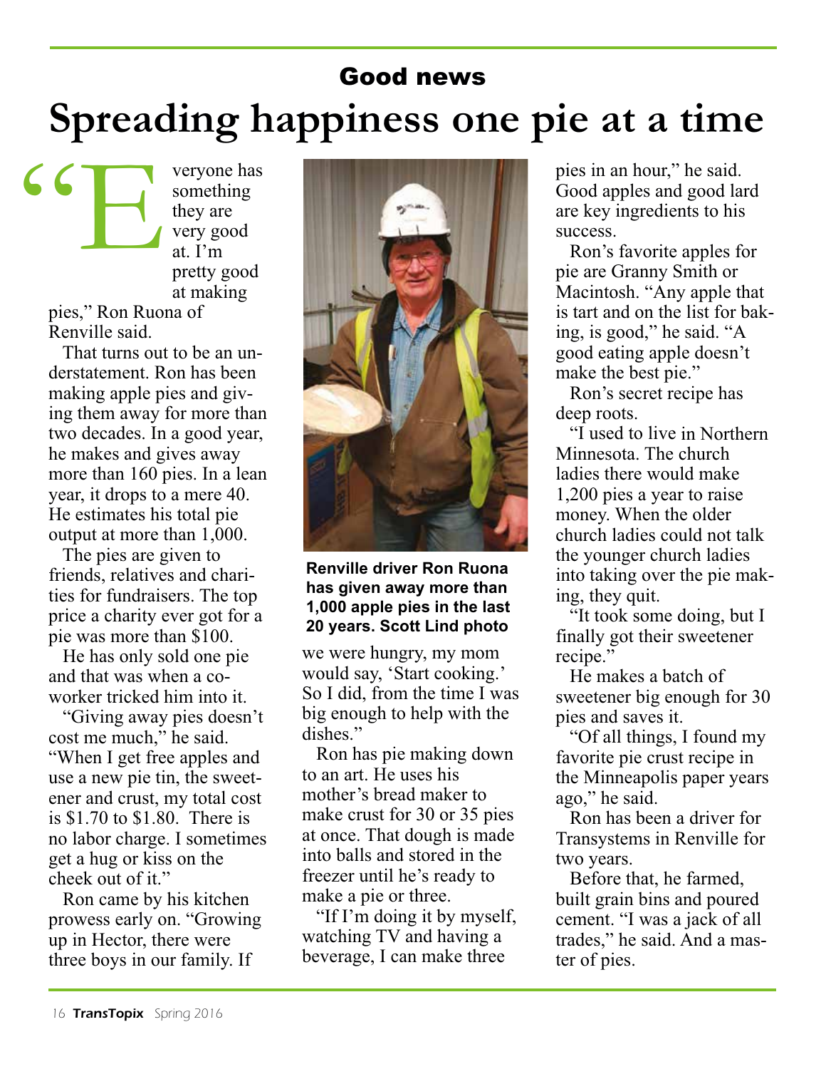## Good news

# Spreading happiness one pie at a time

"Everyone has something they are very good at. I'm pretty good at making pies," Ron Ruona of Renville said.

That turns out to be an understatement. Ron has been making apple pies and giving them away for more than two decades. In a good year, he makes and gives away more than 160 pies. In a lean year, it drops to a mere 40. He estimates his total pie output at more than 1,000.

The pies are given to friends, relatives and charities for fundraisers. The top price a charity ever got for a pie was more than $100.

He has only sold one pie and that was when a co-worker tricked him into it.

"Giving away pies doesn't cost me much," he said. "When I get free apples and use a new pie tin, the sweetener and crust, my total cost is $1.70 to $1.80. There is no labor charge. I sometimes get a hug or kiss on the cheek out of it."

Ron came by his kitchen prowess early on. "Growing up in Hector, there were three boys in our family. If we were hungry, my mom would say, 'Start cooking.' So I did, from the time I was big enough to help with the dishes."

**Renville driver Ron Ruona has given away more than 1,000 apple pies in the last 20 years. Scott Lind photo**

Ron has pie making down to an art. He uses his mother's bread maker to make crust for 30 or 35 pies at once. That dough is made into balls and stored in the freezer until he's ready to make a pie or three.

"If I'm doing it by myself, watching TV and having a beverage, I can make three pies in an hour," he said. Good apples and good lard are key ingredients to his success.

Ron's favorite apples for pie are Granny Smith or Macintosh. "Any apple that is tart and on the list for baking, is good," he said. "A good eating apple doesn't make the best pie."

Ron's secret recipe has deep roots.

"I used to live in Northern Minnesota. The church ladies there would make 1,200 pies a year to raise money. When the older church ladies could not talk the younger church ladies into taking over the pie making, they quit.

"It took some doing, but I finally got their sweetener recipe."

He makes a batch of sweetener big enough for 30 pies and saves it.

"Of all things, I found my favorite pie crust recipe in the Minneapolis paper years ago," he said.

Ron has been a driver for Transystems in Renville for two years.

Before that, he farmed, built grain bins and poured cement. "I was a jack of all trades," he said. And a master of pies.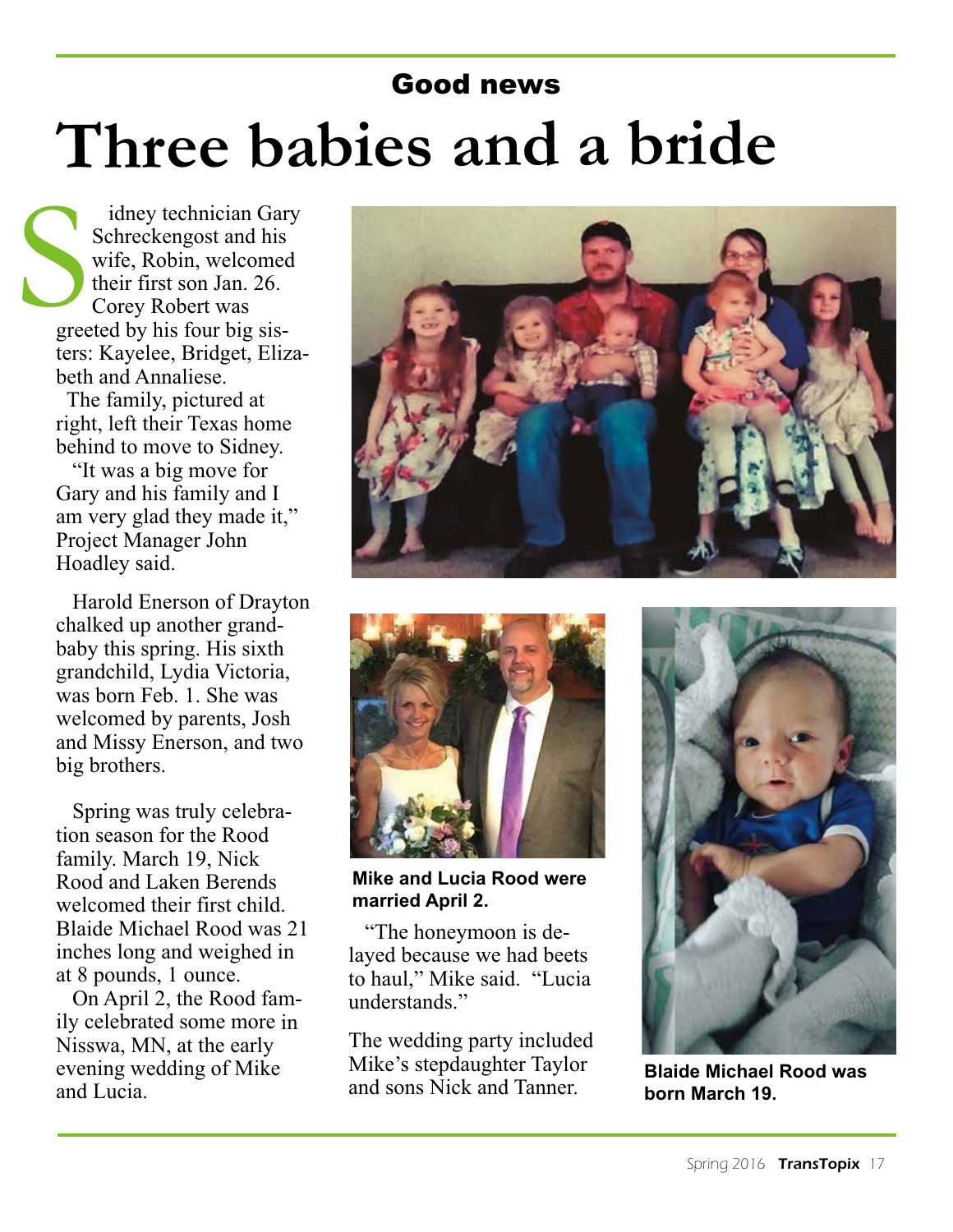## Good news

# Three babies and a bride

Sidney technician Gary Schreckengost and his wife, Robin, welcomed their first son Jan. 26. Corey Robert was greeted by his four big sisters: Kayelee, Bridget, Elizabeth and Annaliese.

The family, pictured at right, left their Texas home behind to move to Sidney.

"It was a big move for Gary and his family and I am very glad they made it," Project Manager John Hoadley said.

Harold Enerson of Drayton chalked up another grandbaby this spring. His sixth grandchild, Lydia Victoria, was born Feb. 1. She was welcomed by parents, Josh and Missy Enerson, and two big brothers.

Spring was truly celebration season for the Rood family. March 19, Nick Rood and Laken Berends welcomed their first child. Blaide Michael Rood was 21 inches long and weighed in at 8 pounds, 1 ounce.

On April 2, the Rood family celebrated some more in Nisswa, MN, at the early evening wedding of Mike and Lucia.

**Mike and Lucia Rood were married April 2.**

"The honeymoon is delayed because we had beets to haul," Mike said. "Lucia understands."

The wedding party included Mike's stepdaughter Taylor and sons Nick and Tanner.

**Blaide Michael Rood was born March 19.**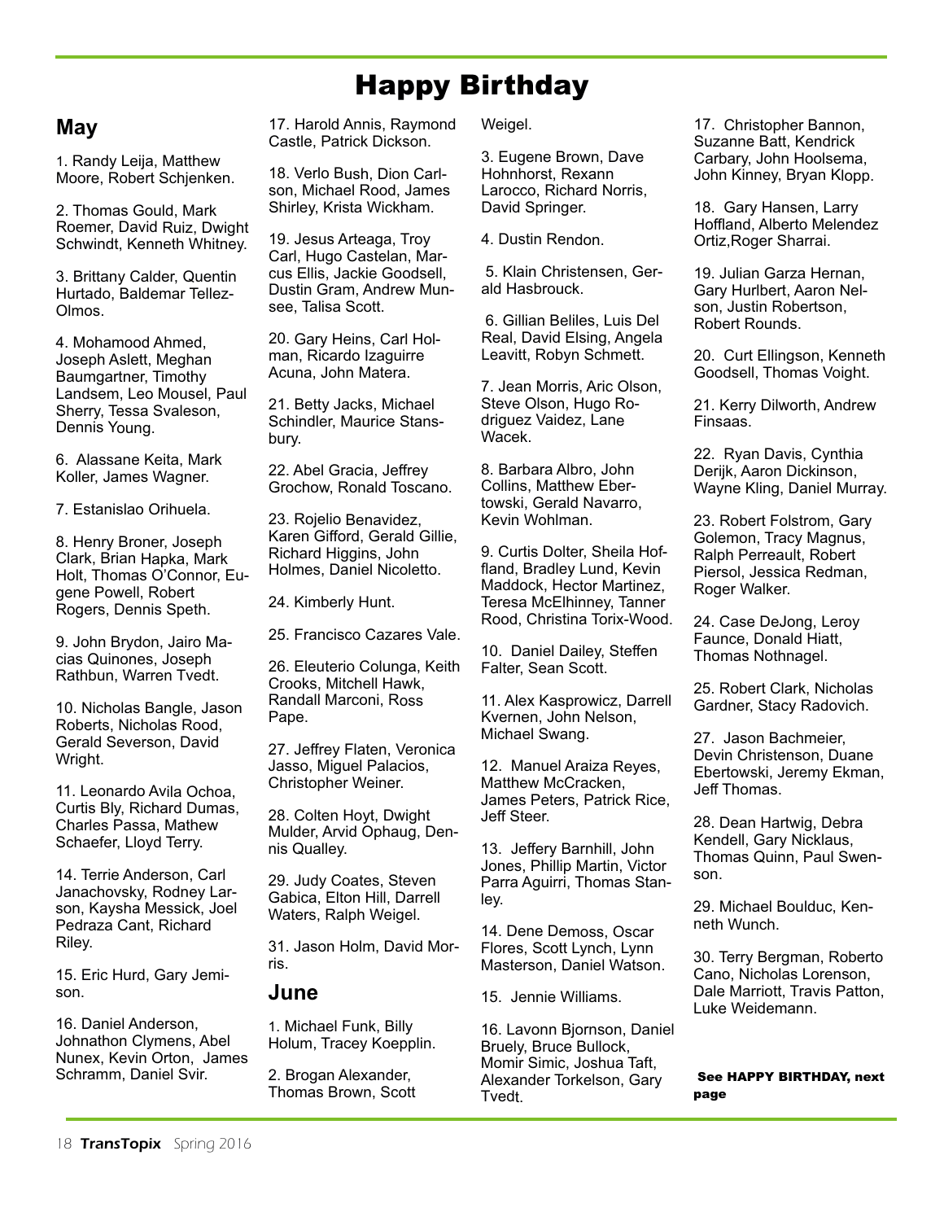# Happy Birthday

## May

1. Randy Leija, Matthew Moore, Robert Schjenken.

2. Thomas Gould, Mark Roemer, David Ruiz, Dwight Schwindt, Kenneth Whitney.

3. Brittany Calder, Quentin Hurtado, Baldemar Tellez-Olmos.

4. Mohamood Ahmed, Joseph Aslett, Meghan Baumgartner, Timothy Landsem, Leo Mousel, Paul Sherry, Tessa Svaleson, Dennis Young.

6. Alassane Keita, Mark Koller, James Wagner.

7. Estanislao Orihuela.

8. Henry Broner, Joseph Clark, Brian Hapka, Mark Holt, Thomas O'Connor, Eugene Powell, Robert Rogers, Dennis Speth.

9. John Brydon, Jairo Macias Quinones, Joseph Rathbun, Warren Tvedt.

10. Nicholas Bangle, Jason Roberts, Nicholas Rood, Gerald Severson, David Wright.

11. Leonardo Avila Ochoa, Curtis Bly, Richard Dumas, Charles Passa, Mathew Schaefer, Lloyd Terry.

14. Terrie Anderson, Carl Janachovsky, Rodney Larson, Kaysha Messick, Joel Pedraza Cant, Richard Riley.

15. Eric Hurd, Gary Jemison.

16. Daniel Anderson, Johnathon Clymens, Abel Nunex, Kevin Orton, James Schramm, Daniel Svir.

17. Harold Annis, Raymond Castle, Patrick Dickson.

18. Verlo Bush, Dion Carlson, Michael Rood, James Shirley, Krista Wickham.

19. Jesus Arteaga, Troy Carl, Hugo Castelan, Marcus Ellis, Jackie Goodsell, Dustin Gram, Andrew Munsee, Talisa Scott.

20. Gary Heins, Carl Holman, Ricardo Izaguirre Acuna, John Matera.

21. Betty Jacks, Michael Schindler, Maurice Stansbury.

22. Abel Gracia, Jeffrey Grochow, Ronald Toscano.

23. Rojelio Benavidez, Karen Gifford, Gerald Gillie, Richard Higgins, John Holmes, Daniel Nicoletto.

24. Kimberly Hunt.

25. Francisco Cazares Vale.

26. Eleuterio Colunga, Keith Crooks, Mitchell Hawk, Randall Marconi, Ross Pape.

27. Jeffrey Flaten, Veronica Jasso, Miguel Palacios, Christopher Weiner.

28. Colten Hoyt, Dwight Mulder, Arvid Ophaug, Dennis Qualley.

29. Judy Coates, Steven Gabica, Elton Hill, Darrell Waters, Ralph Weigel.

31. Jason Holm, David Morris.

## June

1. Michael Funk, Billy Holum, Tracey Koepplin.

2. Brogan Alexander, Thomas Brown, Scott Weigel.

3. Eugene Brown, Dave Hohnhorst, Rexann Larocco, Richard Norris, David Springer.

4. Dustin Rendon.

5. Klain Christensen, Gerald Hasbrouck.

6. Gillian Beliles, Luis Del Real, David Elsing, Angela Leavitt, Robyn Schmett.

7. Jean Morris, Aric Olson, Steve Olson, Hugo Rodriguez Vaidez, Lane Wacek.

8. Barbara Albro, John Collins, Matthew Ebertowski, Gerald Navarro, Kevin Wohlman.

9. Curtis Dolter, Sheila Hoffland, Bradley Lund, Kevin Maddock, Hector Martinez, Teresa McElhinney, Tanner Rood, Christina Torix-Wood.

10. Daniel Dailey, Steffen Falter, Sean Scott.

11. Alex Kasprowicz, Darrell Kvernen, John Nelson, Michael Swang.

12. Manuel Araiza Reyes, Matthew McCracken, James Peters, Patrick Rice, Jeff Steer.

13. Jeffery Barnhill, John Jones, Phillip Martin, Victor Parra Aguirri, Thomas Stanley.

14. Dene Demoss, Oscar Flores, Scott Lynch, Lynn Masterson, Daniel Watson.

15. Jennie Williams.

16. Lavonn Bjornson, Daniel Bruely, Bruce Bullock, Momir Simic, Joshua Taft, Alexander Torkelson, Gary Tvedt.

17. Christopher Bannon, Suzanne Batt, Kendrick Carbary, John Hoolsema, John Kinney, Bryan Klopp.

18. Gary Hansen, Larry Hoffland, Alberto Melendez Ortiz,Roger Sharrai.

19. Julian Garza Hernan, Gary Hurlbert, Aaron Nelson, Justin Robertson, Robert Rounds.

20. Curt Ellingson, Kenneth Goodsell, Thomas Voight.

21. Kerry Dilworth, Andrew Finsaas.

22. Ryan Davis, Cynthia Derijk, Aaron Dickinson, Wayne Kling, Daniel Murray.

23. Robert Folstrom, Gary Golemon, Tracy Magnus, Ralph Perreault, Robert Piersol, Jessica Redman, Roger Walker.

24. Case DeJong, Leroy Faunce, Donald Hiatt, Thomas Nothnagel.

25. Robert Clark, Nicholas Gardner, Stacy Radovich.

27. Jason Bachmeier, Devin Christenson, Duane Ebertowski, Jeremy Ekman, Jeff Thomas.

28. Dean Hartwig, Debra Kendell, Gary Nicklaus, Thomas Quinn, Paul Swenson.

29. Michael Boulduc, Kenneth Wunch.

30. Terry Bergman, Roberto Cano, Nicholas Lorenson, Dale Marriott, Travis Patton, Luke Weidemann.

**See HAPPY BIRTHDAY, next page**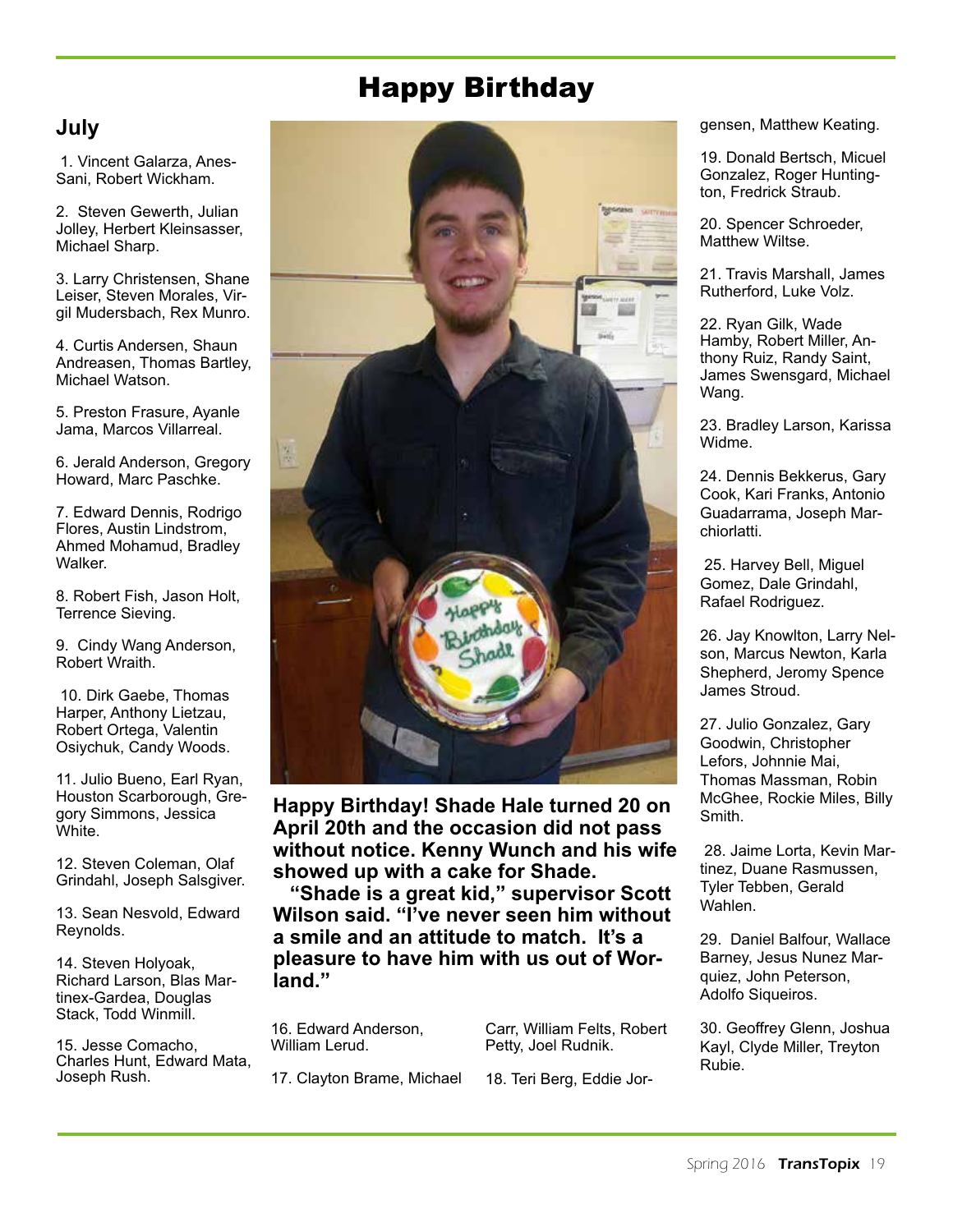# Happy Birthday

## July

1. Vincent Galarza, Anes-Sani, Robert Wickham.

2. Steven Gewerth, Julian Jolley, Herbert Kleinsasser, Michael Sharp.

3. Larry Christensen, Shane Leiser, Steven Morales, Virgil Mudersbach, Rex Munro.

4. Curtis Andersen, Shaun Andreasen, Thomas Bartley, Michael Watson.

5. Preston Frasure, Ayanle Jama, Marcos Villarreal.

6. Jerald Anderson, Gregory Howard, Marc Paschke.

7. Edward Dennis, Rodrigo Flores, Austin Lindstrom, Ahmed Mohamud, Bradley Walker.

8. Robert Fish, Jason Holt, Terrence Sieving.

9. Cindy Wang Anderson, Robert Wraith.

10. Dirk Gaebe, Thomas Harper, Anthony Lietzau, Robert Ortega, Valentin Osiychuk, Candy Woods.

11. Julio Bueno, Earl Ryan, Houston Scarborough, Gregory Simmons, Jessica White.

12. Steven Coleman, Olaf Grindahl, Joseph Salsgiver.

13. Sean Nesvold, Edward Reynolds.

14. Steven Holyoak, Richard Larson, Blas Martinex-Gardea, Douglas Stack, Todd Winmill.

15. Jesse Comacho, Charles Hunt, Edward Mata, Joseph Rush.

**Happy Birthday! Shade Hale turned 20 on April 20th and the occasion did not pass without notice. Kenny Wunch and his wife showed up with a cake for Shade.**

**"Shade is a great kid," supervisor Scott Wilson said. "I've never seen him without a smile and an attitude to match. It's a pleasure to have him with us out of Worland."**

16. Edward Anderson, William Lerud.

17. Clayton Brame, Michael Carr, William Felts, Robert Petty, Joel Rudnik.

18. Teri Berg, Eddie Jorgensen, Matthew Keating.

19. Donald Bertsch, Micuel Gonzalez, Roger Huntington, Fredrick Straub.

20. Spencer Schroeder, Matthew Wiltse.

21. Travis Marshall, James Rutherford, Luke Volz.

22. Ryan Gilk, Wade Hamby, Robert Miller, Anthony Ruiz, Randy Saint, James Swensgard, Michael Wang.

23. Bradley Larson, Karissa Widme.

24. Dennis Bekkerus, Gary Cook, Kari Franks, Antonio Guadarrama, Joseph Marchiorlatti.

25. Harvey Bell, Miguel Gomez, Dale Grindahl, Rafael Rodriguez.

26. Jay Knowlton, Larry Nelson, Marcus Newton, Karla Shepherd, Jeromy Spence James Stroud.

27. Julio Gonzalez, Gary Goodwin, Christopher Lefors, Johnnie Mai, Thomas Massman, Robin McGhee, Rockie Miles, Billy Smith.

28. Jaime Lorta, Kevin Martinez, Duane Rasmussen, Tyler Tebben, Gerald Wahlen.

29. Daniel Balfour, Wallace Barney, Jesus Nunez Marquiez, John Peterson, Adolfo Siqueiros.

30. Geoffrey Glenn, Joshua Kayl, Clyde Miller, Treyton Rubie.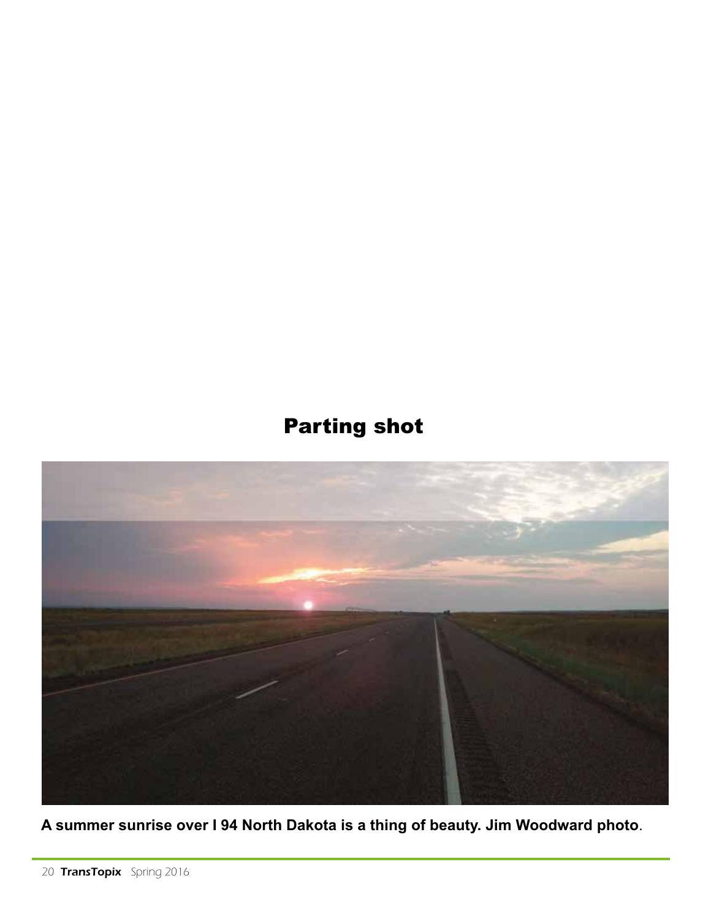# Parting shot

**A summer sunrise over I 94 North Dakota is a thing of beauty. Jim Woodward photo**.